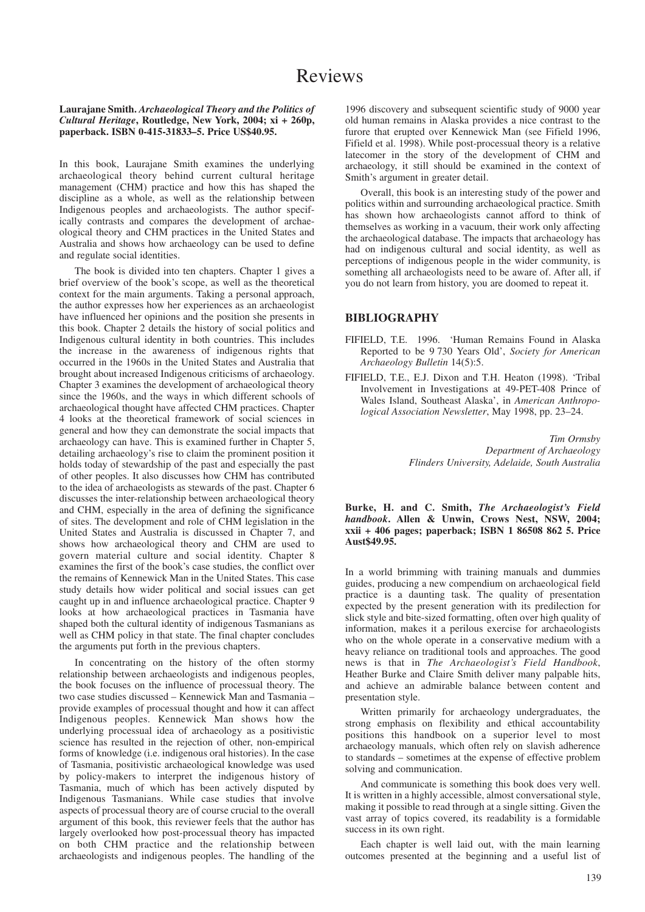# Reviews

**Laurajane Smith.** ***Archaeological Theory and the Politics of Cultural Heritage*****, Routledge, New York, 2004; xi + 260p, paperback. ISBN 0-415-31833–5. Price US$40.95.**

In this book, Laurajane Smith examines the underlying archaeological theory behind current cultural heritage management (CHM) practice and how this has shaped the discipline as a whole, as well as the relationship between Indigenous peoples and archaeologists. The author specifically contrasts and compares the development of archaeological theory and CHM practices in the United States and Australia and shows how archaeology can be used to define and regulate social identities.

The book is divided into ten chapters. Chapter 1 gives a brief overview of the book's scope, as well as the theoretical context for the main arguments. Taking a personal approach, the author expresses how her experiences as an archaeologist have influenced her opinions and the position she presents in this book. Chapter 2 details the history of social politics and Indigenous cultural identity in both countries. This includes the increase in the awareness of indigenous rights that occurred in the 1960s in the United States and Australia that brought about increased Indigenous criticisms of archaeology. Chapter 3 examines the development of archaeological theory since the 1960s, and the ways in which different schools of archaeological thought have affected CHM practices. Chapter 4 looks at the theoretical framework of social sciences in general and how they can demonstrate the social impacts that archaeology can have. This is examined further in Chapter 5, detailing archaeology's rise to claim the prominent position it holds today of stewardship of the past and especially the past of other peoples. It also discusses how CHM has contributed to the idea of archaeologists as stewards of the past. Chapter 6 discusses the inter-relationship between archaeological theory and CHM, especially in the area of defining the significance of sites. The development and role of CHM legislation in the United States and Australia is discussed in Chapter 7, and shows how archaeological theory and CHM are used to govern material culture and social identity. Chapter 8 examines the first of the book's case studies, the conflict over the remains of Kennewick Man in the United States. This case study details how wider political and social issues can get caught up in and influence archaeological practice. Chapter 9 looks at how archaeological practices in Tasmania have shaped both the cultural identity of indigenous Tasmanians as well as CHM policy in that state. The final chapter concludes the arguments put forth in the previous chapters.

In concentrating on the history of the often stormy relationship between archaeologists and indigenous peoples, the book focuses on the influence of processual theory. The two case studies discussed – Kennewick Man and Tasmania – provide examples of processual thought and how it can affect Indigenous peoples. Kennewick Man shows how the underlying processual idea of archaeology as a positivistic science has resulted in the rejection of other, non-empirical forms of knowledge (i.e. indigenous oral histories). In the case of Tasmania, positivistic archaeological knowledge was used by policy-makers to interpret the indigenous history of Tasmania, much of which has been actively disputed by Indigenous Tasmanians. While case studies that involve aspects of processual theory are of course crucial to the overall argument of this book, this reviewer feels that the author has largely overlooked how post-processual theory has impacted on both CHM practice and the relationship between archaeologists and indigenous peoples. The handling of the 1996 discovery and subsequent scientific study of 9000 year old human remains in Alaska provides a nice contrast to the furore that erupted over Kennewick Man (see Fifield 1996, Fifield et al. 1998). While post-processual theory is a relative latecomer in the story of the development of CHM and archaeology, it still should be examined in the context of Smith's argument in greater detail.

Overall, this book is an interesting study of the power and politics within and surrounding archaeological practice. Smith has shown how archaeologists cannot afford to think of themselves as working in a vacuum, their work only affecting the archaeological database. The impacts that archaeology has had on indigenous cultural and social identity, as well as perceptions of indigenous people in the wider community, is something all archaeologists need to be aware of. After all, if you do not learn from history, you are doomed to repeat it.

## BIBLIOGRAPHY

FIFIELD, T.E. 1996. 'Human Remains Found in Alaska Reported to be 9 730 Years Old', *Society for American Archaeology Bulletin* 14(5):5.

FIFIELD, T.E., E.J. Dixon and T.H. Heaton (1998). 'Tribal Involvement in Investigations at 49-PET-408 Prince of Wales Island, Southeast Alaska', in *American Anthropological Association Newsletter*, May 1998, pp. 23–24.

*Tim Ormsby*
*Department of Archaeology*
*Flinders University, Adelaide, South Australia*

**Burke, H. and C. Smith,** ***The Archaeologist's Field handbook*****. Allen & Unwin, Crows Nest, NSW, 2004; xxii + 406 pages; paperback; ISBN 1 86508 862 5. Price Aust$49.95.**

In a world brimming with training manuals and dummies guides, producing a new compendium on archaeological field practice is a daunting task. The quality of presentation expected by the present generation with its predilection for slick style and bite-sized formatting, often over high quality of information, makes it a perilous exercise for archaeologists who on the whole operate in a conservative medium with a heavy reliance on traditional tools and approaches. The good news is that in *The Archaeologist's Field Handbook*, Heather Burke and Claire Smith deliver many palpable hits, and achieve an admirable balance between content and presentation style.

Written primarily for archaeology undergraduates, the strong emphasis on flexibility and ethical accountability positions this handbook on a superior level to most archaeology manuals, which often rely on slavish adherence to standards – sometimes at the expense of effective problem solving and communication.

And communicate is something this book does very well. It is written in a highly accessible, almost conversational style, making it possible to read through at a single sitting. Given the vast array of topics covered, its readability is a formidable success in its own right.

Each chapter is well laid out, with the main learning outcomes presented at the beginning and a useful list of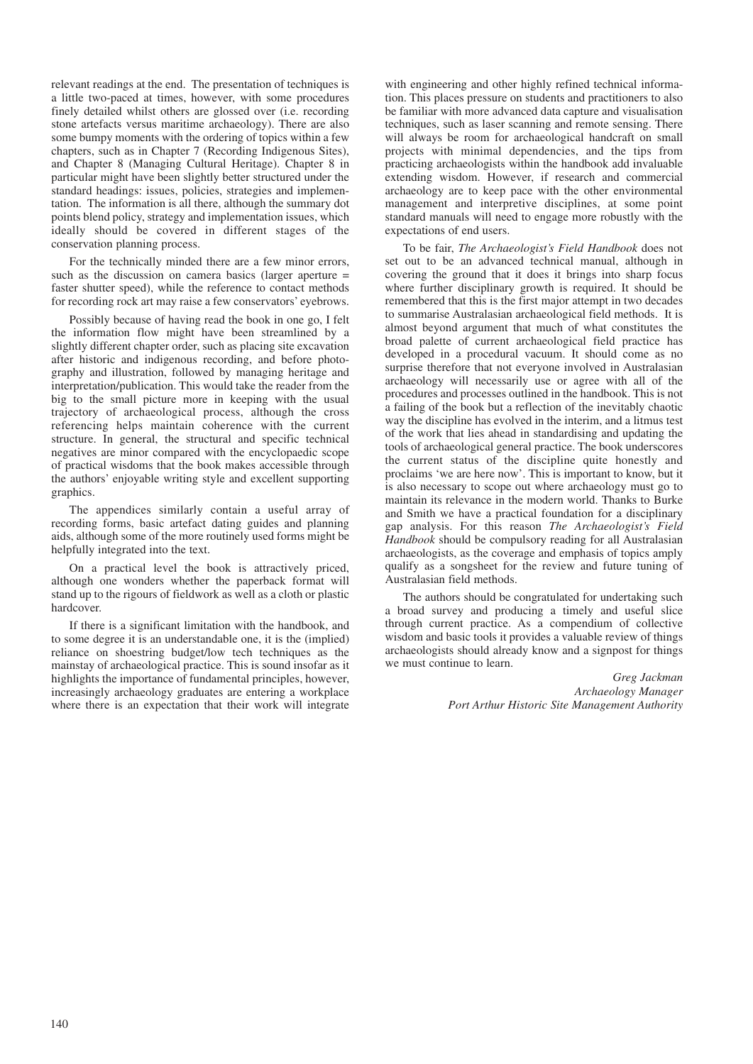relevant readings at the end. The presentation of techniques is a little two-paced at times, however, with some procedures finely detailed whilst others are glossed over (i.e. recording stone artefacts versus maritime archaeology). There are also some bumpy moments with the ordering of topics within a few chapters, such as in Chapter 7 (Recording Indigenous Sites), and Chapter 8 (Managing Cultural Heritage). Chapter 8 in particular might have been slightly better structured under the standard headings: issues, policies, strategies and implementation. The information is all there, although the summary dot points blend policy, strategy and implementation issues, which ideally should be covered in different stages of the conservation planning process.

For the technically minded there are a few minor errors, such as the discussion on camera basics (larger aperture = faster shutter speed), while the reference to contact methods for recording rock art may raise a few conservators' eyebrows.

Possibly because of having read the book in one go, I felt the information flow might have been streamlined by a slightly different chapter order, such as placing site excavation after historic and indigenous recording, and before photography and illustration, followed by managing heritage and interpretation/publication. This would take the reader from the big to the small picture more in keeping with the usual trajectory of archaeological process, although the cross referencing helps maintain coherence with the current structure. In general, the structural and specific technical negatives are minor compared with the encyclopaedic scope of practical wisdoms that the book makes accessible through the authors' enjoyable writing style and excellent supporting graphics.

The appendices similarly contain a useful array of recording forms, basic artefact dating guides and planning aids, although some of the more routinely used forms might be helpfully integrated into the text.

On a practical level the book is attractively priced, although one wonders whether the paperback format will stand up to the rigours of fieldwork as well as a cloth or plastic hardcover.

If there is a significant limitation with the handbook, and to some degree it is an understandable one, it is the (implied) reliance on shoestring budget/low tech techniques as the mainstay of archaeological practice. This is sound insofar as it highlights the importance of fundamental principles, however, increasingly archaeology graduates are entering a workplace where there is an expectation that their work will integrate with engineering and other highly refined technical information. This places pressure on students and practitioners to also be familiar with more advanced data capture and visualisation techniques, such as laser scanning and remote sensing. There will always be room for archaeological handcraft on small projects with minimal dependencies, and the tips from practicing archaeologists within the handbook add invaluable extending wisdom. However, if research and commercial archaeology are to keep pace with the other environmental management and interpretive disciplines, at some point standard manuals will need to engage more robustly with the expectations of end users.

To be fair, *The Archaeologist's Field Handbook* does not set out to be an advanced technical manual, although in covering the ground that it does it brings into sharp focus where further disciplinary growth is required. It should be remembered that this is the first major attempt in two decades to summarise Australasian archaeological field methods. It is almost beyond argument that much of what constitutes the broad palette of current archaeological field practice has developed in a procedural vacuum. It should come as no surprise therefore that not everyone involved in Australasian archaeology will necessarily use or agree with all of the procedures and processes outlined in the handbook. This is not a failing of the book but a reflection of the inevitably chaotic way the discipline has evolved in the interim, and a litmus test of the work that lies ahead in standardising and updating the tools of archaeological general practice. The book underscores the current status of the discipline quite honestly and proclaims 'we are here now'. This is important to know, but it is also necessary to scope out where archaeology must go to maintain its relevance in the modern world. Thanks to Burke and Smith we have a practical foundation for a disciplinary gap analysis. For this reason *The Archaeologist's Field Handbook* should be compulsory reading for all Australasian archaeologists, as the coverage and emphasis of topics amply qualify as a songsheet for the review and future tuning of Australasian field methods.

The authors should be congratulated for undertaking such a broad survey and producing a timely and useful slice through current practice. As a compendium of collective wisdom and basic tools it provides a valuable review of things archaeologists should already know and a signpost for things we must continue to learn.

*Greg Jackman*
*Archaeology Manager*
*Port Arthur Historic Site Management Authority*